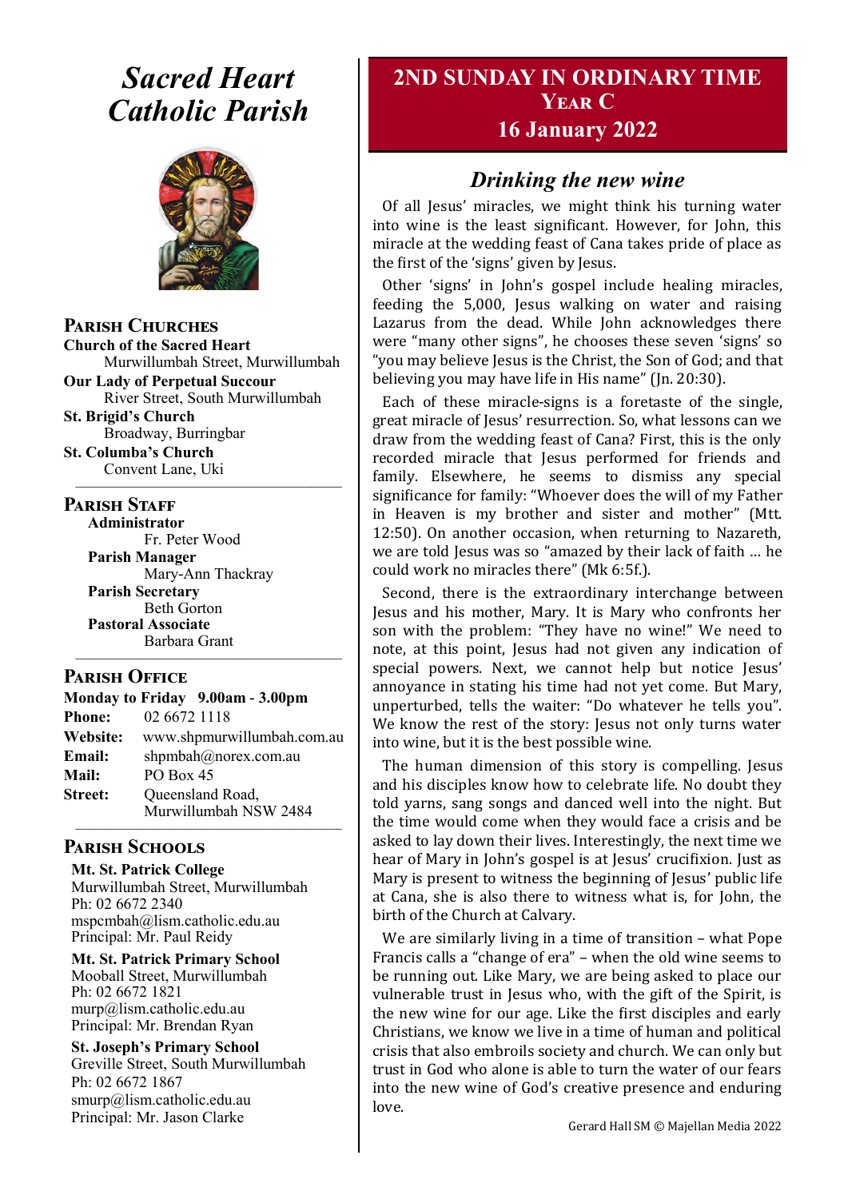# Sacred Heart Catholic Parish

## Parish Churches

**Church of the Sacred Heart**
Murwillumbah Street, Murwillumbah

**Our Lady of Perpetual Succour**
River Street, South Murwillumbah

**St. Brigid's Church**
Broadway, Burringbar

**St. Columba's Church**
Convent Lane, Uki

## Parish Staff

**Administrator**
Fr. Peter Wood

**Parish Manager**
Mary-Ann Thackray

**Parish Secretary**
Beth Gorton

**Pastoral Associate**
Barbara Grant

## Parish Office

**Monday to Friday 9.00am - 3.00pm**

**Phone:** 02 6672 1118
**Website:** www.shpmurwillumbah.com.au
**Email:** shpmbah@norex.com.au
**Mail:** PO Box 45
**Street:** Queensland Road, Murwillumbah NSW 2484

## Parish Schools

**Mt. St. Patrick College**
Murwillumbah Street, Murwillumbah
Ph: 02 6672 2340
mspcmbah@lism.catholic.edu.au
Principal: Mr. Paul Reidy

**Mt. St. Patrick Primary School**
Mooball Street, Murwillumbah
Ph: 02 6672 1821
murp@lism.catholic.edu.au
Principal: Mr. Brendan Ryan

**St. Joseph's Primary School**
Greville Street, South Murwillumbah
Ph: 02 6672 1867
smurp@lism.catholic.edu.au
Principal: Mr. Jason Clarke

## 2ND SUNDAY IN ORDINARY TIME
## YEAR C
## 16 January 2022

### *Drinking the new wine*

Of all Jesus' miracles, we might think his turning water into wine is the least significant. However, for John, this miracle at the wedding feast of Cana takes pride of place as the first of the 'signs' given by Jesus.

Other 'signs' in John's gospel include healing miracles, feeding the 5,000, Jesus walking on water and raising Lazarus from the dead. While John acknowledges there were "many other signs", he chooses these seven 'signs' so "you may believe Jesus is the Christ, the Son of God; and that believing you may have life in His name" (Jn. 20:30).

Each of these miracle-signs is a foretaste of the single, great miracle of Jesus' resurrection. So, what lessons can we draw from the wedding feast of Cana? First, this is the only recorded miracle that Jesus performed for friends and family. Elsewhere, he seems to dismiss any special significance for family: "Whoever does the will of my Father in Heaven is my brother and sister and mother" (Mtt. 12:50). On another occasion, when returning to Nazareth, we are told Jesus was so "amazed by their lack of faith … he could work no miracles there" (Mk 6:5f.).

Second, there is the extraordinary interchange between Jesus and his mother, Mary. It is Mary who confronts her son with the problem: "They have no wine!" We need to note, at this point, Jesus had not given any indication of special powers. Next, we cannot help but notice Jesus' annoyance in stating his time had not yet come. But Mary, unperturbed, tells the waiter: "Do whatever he tells you". We know the rest of the story: Jesus not only turns water into wine, but it is the best possible wine.

The human dimension of this story is compelling. Jesus and his disciples know how to celebrate life. No doubt they told yarns, sang songs and danced well into the night. But the time would come when they would face a crisis and be asked to lay down their lives. Interestingly, the next time we hear of Mary in John's gospel is at Jesus' crucifixion. Just as Mary is present to witness the beginning of Jesus' public life at Cana, she is also there to witness what is, for John, the birth of the Church at Calvary.

We are similarly living in a time of transition – what Pope Francis calls a "change of era" – when the old wine seems to be running out. Like Mary, we are being asked to place our vulnerable trust in Jesus who, with the gift of the Spirit, is the new wine for our age. Like the first disciples and early Christians, we know we live in a time of human and political crisis that also embroils society and church. We can only but trust in God who alone is able to turn the water of our fears into the new wine of God's creative presence and enduring love.

Gerard Hall SM © Majellan Media 2022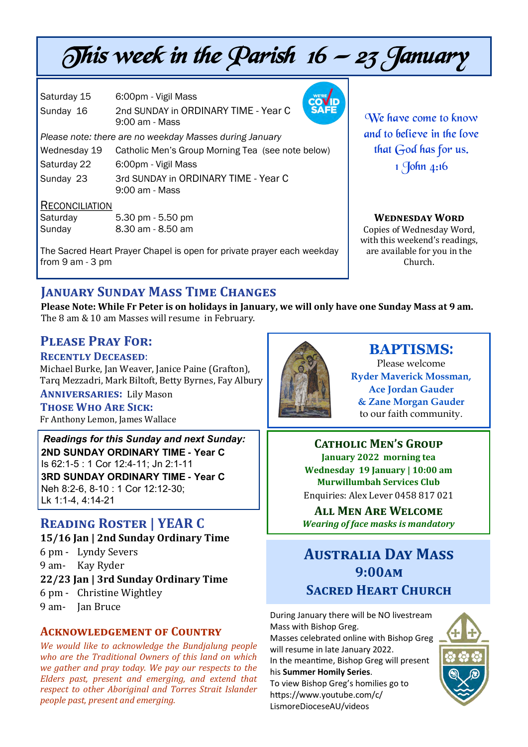# This week in the Parish 16 – 23 January

| | |
|---|---|
| Saturday 15 | 6:00pm - Vigil Mass |
| Sunday 16 | 2nd SUNDAY in ORDINARY TIME - Year C<br>9:00 am - Mass |

*Please note: there are no weekday Masses during January*

| | |
|---|---|
| Wednesday 19 | Catholic Men's Group Morning Tea (see note below) |
| Saturday 22 | 6:00pm - Vigil Mass |
| Sunday 23 | 3rd SUNDAY in ORDINARY TIME - Year C<br>9:00 am - Mass |

**RECONCILIATION**

| | |
|---|---|
| Saturday | 5.30 pm - 5.50 pm |
| Sunday | 8.30 am - 8.50 am |

The Sacred Heart Prayer Chapel is open for private prayer each weekday from 9 am - 3 pm

*We have come to know and to believe in the love that God has for us.*
*1 John 4:16*

**WEDNESDAY WORD**

Copies of Wednesday Word, with this weekend's readings, are available for you in the Church.

## JANUARY SUNDAY MASS TIME CHANGES

**Please Note: While Fr Peter is on holidays in January, we will only have one Sunday Mass at 9 am.** The 8 am & 10 am Masses will resume in February.

## PLEASE PRAY FOR:

**RECENTLY DECEASED:** Michael Burke, Jan Weaver, Janice Paine (Grafton), Tarq Mezzadri, Mark Biltoft, Betty Byrnes, Fay Albury

**ANNIVERSARIES:** Lily Mason

**THOSE WHO ARE SICK:** Fr Anthony Lemon, James Wallace

***Readings for this Sunday and next Sunday:***

**2ND SUNDAY ORDINARY TIME - Year C**
Is 62:1-5 : 1 Cor 12:4-11; Jn 2:1-11

**3RD SUNDAY ORDINARY TIME - Year C**
Neh 8:2-6, 8-10 : 1 Cor 12:12-30; Lk 1:1-4, 4:14-21

## BAPTISMS:

Please welcome
**Ryder Maverick Mossman,**
**Ace Jordan Gauder**
**& Zane Morgan Gauder**
to our faith community.

## CATHOLIC MEN'S GROUP

**January 2022 morning tea**
**Wednesday 19 January | 10:00 am**
**Murwillumbah Services Club**
Enquiries: Alex Lever 0458 817 021

**ALL MEN ARE WELCOME**
***Wearing of face masks is mandatory***

## READING ROSTER | YEAR C

**15/16 Jan | 2nd Sunday Ordinary Time**
6 pm - Lyndy Severs
9 am- Kay Ryder

**22/23 Jan | 3rd Sunday Ordinary Time**
6 pm - Christine Wightley
9 am- Jan Bruce

## AUSTRALIA DAY MASS 9:00AM SACRED HEART CHURCH

During January there will be NO livestream Mass with Bishop Greg.
Masses celebrated online with Bishop Greg will resume in late January 2022.
In the meantime, Bishop Greg will present his **Summer Homily Series**.
To view Bishop Greg's homilies go to https://www.youtube.com/c/LismoreDioceseAU/videos

## ACKNOWLEDGEMENT OF COUNTRY

*We would like to acknowledge the Bundjalung people who are the Traditional Owners of this land on which we gather and pray today. We pay our respects to the Elders past, present and emerging, and extend that respect to other Aboriginal and Torres Strait Islander people past, present and emerging.*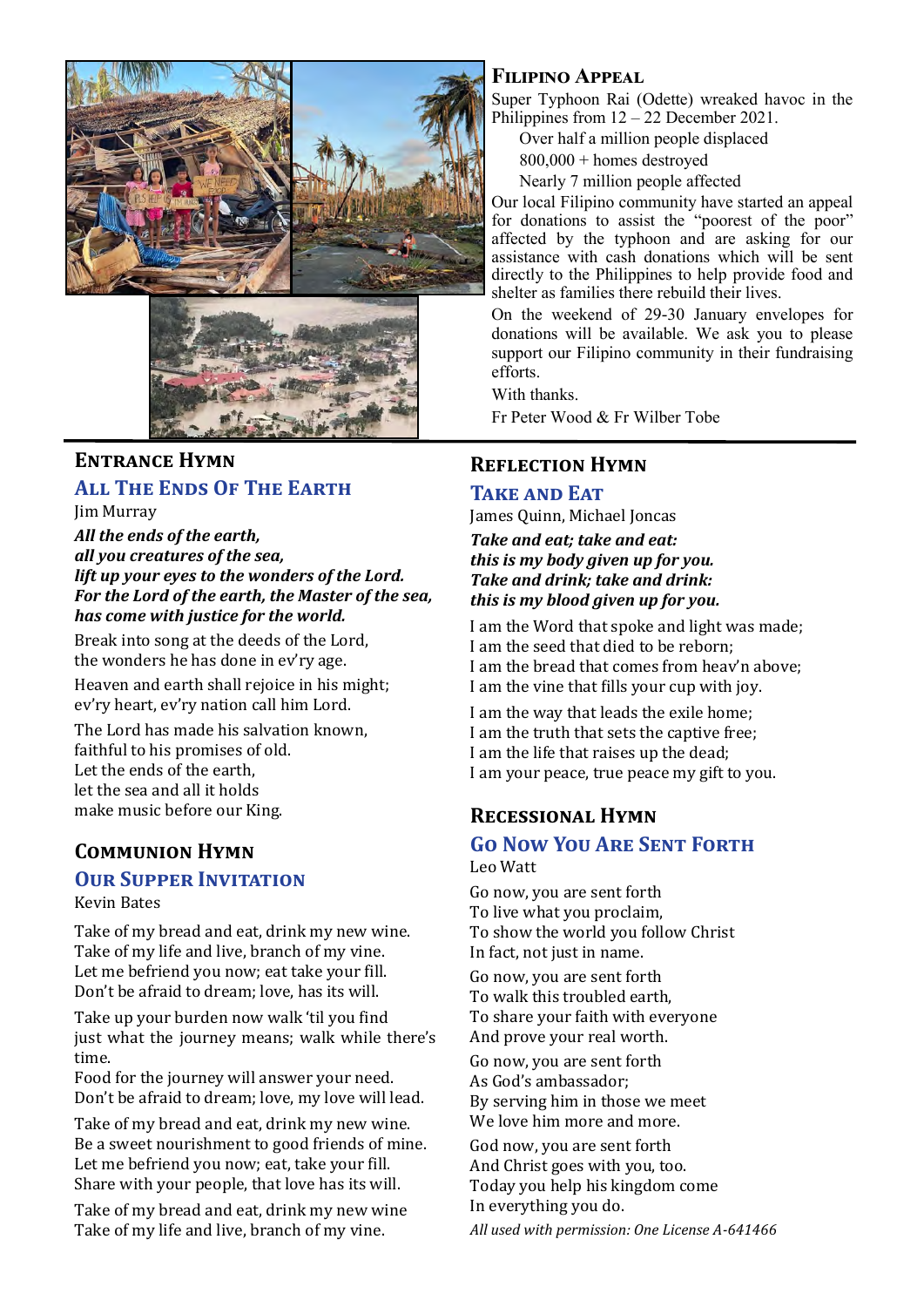## Filipino Appeal

Super Typhoon Rai (Odette) wreaked havoc in the Philippines from 12 – 22 December 2021.

Over half a million people displaced
800,000 + homes destroyed
Nearly 7 million people affected

Our local Filipino community have started an appeal for donations to assist the "poorest of the poor" affected by the typhoon and are asking for our assistance with cash donations which will be sent directly to the Philippines to help provide food and shelter as families there rebuild their lives.

On the weekend of 29-30 January envelopes for donations will be available. We ask you to please support our Filipino community in their fundraising efforts.

With thanks.

Fr Peter Wood & Fr Wilber Tobe

## Entrance Hymn

### All The Ends Of The Earth

Jim Murray

***All the ends of the earth,
all you creatures of the sea,
lift up your eyes to the wonders of the Lord.
For the Lord of the earth, the Master of the sea,
has come with justice for the world.***

Break into song at the deeds of the Lord,
the wonders he has done in ev'ry age.

Heaven and earth shall rejoice in his might;
ev'ry heart, ev'ry nation call him Lord.

The Lord has made his salvation known,
faithful to his promises of old.
Let the ends of the earth,
let the sea and all it holds
make music before our King.

## Communion Hymn

### Our Supper Invitation

Kevin Bates

Take of my bread and eat, drink my new wine.
Take of my life and live, branch of my vine.
Let me befriend you now; eat take your fill.
Don't be afraid to dream; love, has its will.

Take up your burden now walk 'til you find
just what the journey means; walk while there's time.
Food for the journey will answer your need.
Don't be afraid to dream; love, my love will lead.

Take of my bread and eat, drink my new wine.
Be a sweet nourishment to good friends of mine.
Let me befriend you now; eat, take your fill.
Share with your people, that love has its will.

Take of my bread and eat, drink my new wine
Take of my life and live, branch of my vine.

## Reflection Hymn

### Take and Eat

James Quinn, Michael Joncas

***Take and eat; take and eat:
this is my body given up for you.
Take and drink; take and drink:
this is my blood given up for you.***

I am the Word that spoke and light was made;
I am the seed that died to be reborn;
I am the bread that comes from heav'n above;
I am the vine that fills your cup with joy.

I am the way that leads the exile home;
I am the truth that sets the captive free;
I am the life that raises up the dead;
I am your peace, true peace my gift to you.

## Recessional Hymn

### Go Now You Are Sent Forth

Leo Watt

Go now, you are sent forth
To live what you proclaim,
To show the world you follow Christ
In fact, not just in name.

Go now, you are sent forth
To walk this troubled earth,
To share your faith with everyone
And prove your real worth.

Go now, you are sent forth
As God's ambassador;
By serving him in those we meet
We love him more and more.

God now, you are sent forth
And Christ goes with you, too.
Today you help his kingdom come
In everything you do.

*All used with permission: One License A-641466*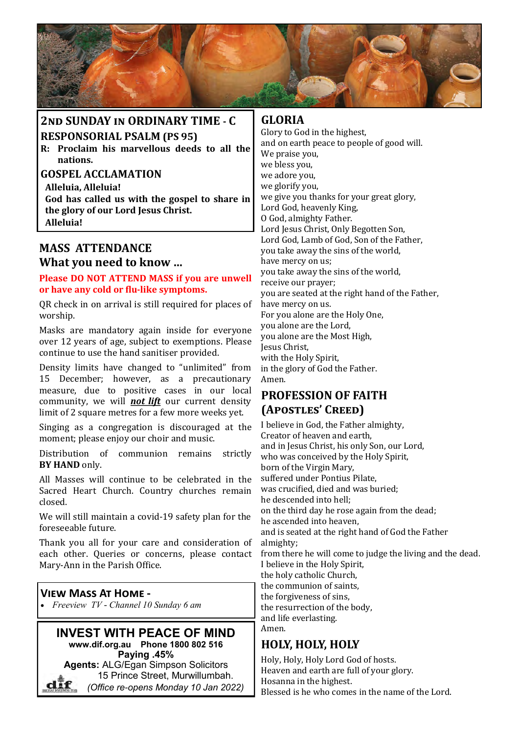## 2ND SUNDAY IN ORDINARY TIME - C

### RESPONSORIAL PSALM (PS 95)

**R: Proclaim his marvellous deeds to all the nations.**

### GOSPEL ACCLAMATION

**Alleluia, Alleluia!**
**God has called us with the gospel to share in the glory of our Lord Jesus Christ.**
**Alleluia!**

## MASS ATTENDANCE
### What you need to know ...

**Please DO NOT ATTEND MASS if you are unwell or have any cold or flu-like symptoms.**

QR check in on arrival is still required for places of worship.

Masks are mandatory again inside for everyone over 12 years of age, subject to exemptions. Please continue to use the hand sanitiser provided.

Density limits have changed to "unlimited" from 15 December; however, as a precautionary measure, due to positive cases in our local community, we will ***not lift*** our current density limit of 2 square metres for a few more weeks yet.

Singing as a congregation is discouraged at the moment; please enjoy our choir and music.

Distribution of communion remains strictly **BY HAND** only.

All Masses will continue to be celebrated in the Sacred Heart Church. Country churches remain closed.

We will still maintain a covid-19 safety plan for the foreseeable future.

Thank you all for your care and consideration of each other. Queries or concerns, please contact Mary-Ann in the Parish Office.

### VIEW MASS AT HOME -

- *Freeview TV - Channel 10 Sunday 6 am*

### INVEST WITH PEACE OF MIND

**www.dif.org.au Phone 1800 802 516**
**Paying .45%**
**Agents:** ALG/Egan Simpson Solicitors
15 Prince Street, Murwillumbah.
*(Office re-opens Monday 10 Jan 2022)*

## GLORIA

Glory to God in the highest,
and on earth peace to people of good will.
We praise you,
we bless you,
we adore you,
we glorify you,
we give you thanks for your great glory,
Lord God, heavenly King,
O God, almighty Father.
Lord Jesus Christ, Only Begotten Son,
Lord God, Lamb of God, Son of the Father,
you take away the sins of the world,
have mercy on us;
you take away the sins of the world,
receive our prayer;
you are seated at the right hand of the Father,
have mercy on us.
For you alone are the Holy One,
you alone are the Lord,
you alone are the Most High,
Jesus Christ,
with the Holy Spirit,
in the glory of God the Father.
Amen.

## PROFESSION OF FAITH (APOSTLES' CREED)

I believe in God, the Father almighty,
Creator of heaven and earth,
and in Jesus Christ, his only Son, our Lord,
who was conceived by the Holy Spirit,
born of the Virgin Mary,
suffered under Pontius Pilate,
was crucified, died and was buried;
he descended into hell;
on the third day he rose again from the dead;
he ascended into heaven,
and is seated at the right hand of God the Father almighty;
from there he will come to judge the living and the dead.
I believe in the Holy Spirit,
the holy catholic Church,
the communion of saints,
the forgiveness of sins,
the resurrection of the body,
and life everlasting.
Amen.

## HOLY, HOLY, HOLY

Holy, Holy, Holy Lord God of hosts.
Heaven and earth are full of your glory.
Hosanna in the highest.
Blessed is he who comes in the name of the Lord.